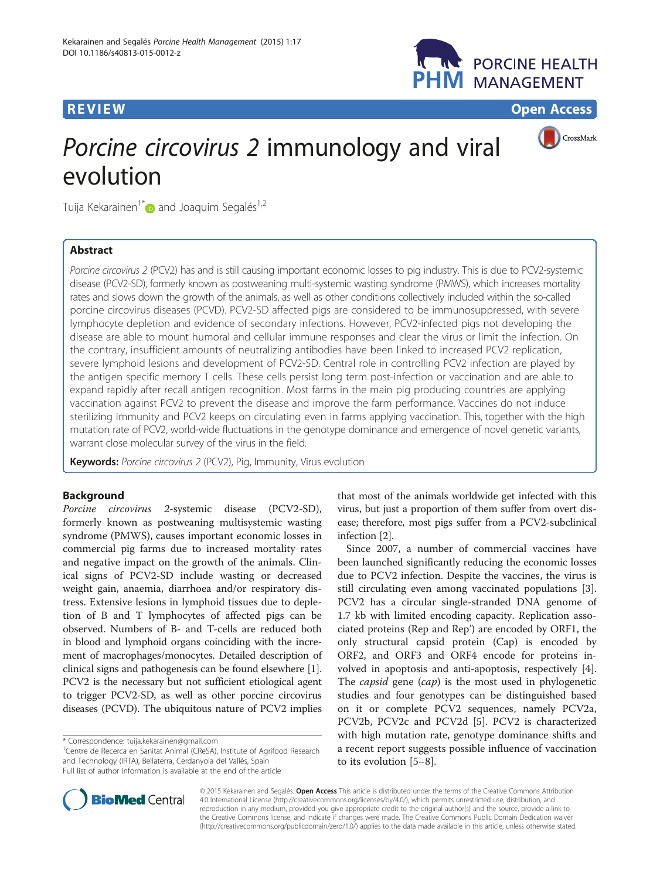REVIEW Open Access

# *Porcine circovirus 2* immunology and viral evolution

Tuija Kekarainen[1*] and Joaquim Segalés[1,2]

## Abstract

*Porcine circovirus 2* (PCV2) has and is still causing important economic losses to pig industry. This is due to PCV2-systemic disease (PCV2-SD), formerly known as postweaning multi-systemic wasting syndrome (PMWS), which increases mortality rates and slows down the growth of the animals, as well as other conditions collectively included within the so-called porcine circovirus diseases (PCVD). PCV2-SD affected pigs are considered to be immunosuppressed, with severe lymphocyte depletion and evidence of secondary infections. However, PCV2-infected pigs not developing the disease are able to mount humoral and cellular immune responses and clear the virus or limit the infection. On the contrary, insufficient amounts of neutralizing antibodies have been linked to increased PCV2 replication, severe lymphoid lesions and development of PCV2-SD. Central role in controlling PCV2 infection are played by the antigen specific memory T cells. These cells persist long term post-infection or vaccination and are able to expand rapidly after recall antigen recognition. Most farms in the main pig producing countries are applying vaccination against PCV2 to prevent the disease and improve the farm performance. Vaccines do not induce sterilizing immunity and PCV2 keeps on circulating even in farms applying vaccination. This, together with the high mutation rate of PCV2, world-wide fluctuations in the genotype dominance and emergence of novel genetic variants, warrant close molecular survey of the virus in the field.

**Keywords:** *Porcine circovirus 2* (PCV2), Pig, Immunity, Virus evolution

## Background

*Porcine circovirus 2*-systemic disease (PCV2-SD), formerly known as postweaning multisystemic wasting syndrome (PMWS), causes important economic losses in commercial pig farms due to increased mortality rates and negative impact on the growth of the animals. Clinical signs of PCV2-SD include wasting or decreased weight gain, anaemia, diarrhoea and/or respiratory distress. Extensive lesions in lymphoid tissues due to depletion of B and T lymphocytes of affected pigs can be observed. Numbers of B- and T-cells are reduced both in blood and lymphoid organs coinciding with the increment of macrophages/monocytes. Detailed description of clinical signs and pathogenesis can be found elsewhere [1]. PCV2 is the necessary but not sufficient etiological agent to trigger PCV2-SD, as well as other porcine circovirus diseases (PCVD). The ubiquitous nature of PCV2 implies that most of the animals worldwide get infected with this virus, but just a proportion of them suffer from overt disease; therefore, most pigs suffer from a PCV2-subclinical infection [2].

Since 2007, a number of commercial vaccines have been launched significantly reducing the economic losses due to PCV2 infection. Despite the vaccines, the virus is still circulating even among vaccinated populations [3]. PCV2 has a circular single-stranded DNA genome of 1.7 kb with limited encoding capacity. Replication associated proteins (Rep and Rep') are encoded by ORF1, the only structural capsid protein (Cap) is encoded by ORF2, and ORF3 and ORF4 encode for proteins involved in apoptosis and anti-apoptosis, respectively [4]. The *capsid* gene (*cap*) is the most used in phylogenetic studies and four genotypes can be distinguished based on it or complete PCV2 sequences, namely PCV2a, PCV2b, PCV2c and PCV2d [5]. PCV2 is characterized with high mutation rate, genotype dominance shifts and a recent report suggests possible influence of vaccination to its evolution [5–8].

\* Correspondence: tuija.kekarainen@gmail.com
[1]Centre de Recerca en Sanitat Animal (CReSA), Institute of Agrifood Research and Technology (IRTA), Bellaterra, Cerdanyola del Vallès, Spain
Full list of author information is available at the end of the article

© 2015 Kekarainen and Segalés. **Open Access** This article is distributed under the terms of the Creative Commons Attribution 4.0 International License (http://creativecommons.org/licenses/by/4.0/), which permits unrestricted use, distribution, and reproduction in any medium, provided you give appropriate credit to the original author(s) and the source, provide a link to the Creative Commons license, and indicate if changes were made. The Creative Commons Public Domain Dedication waiver (http://creativecommons.org/publicdomain/zero/1.0/) applies to the data made available in this article, unless otherwise stated.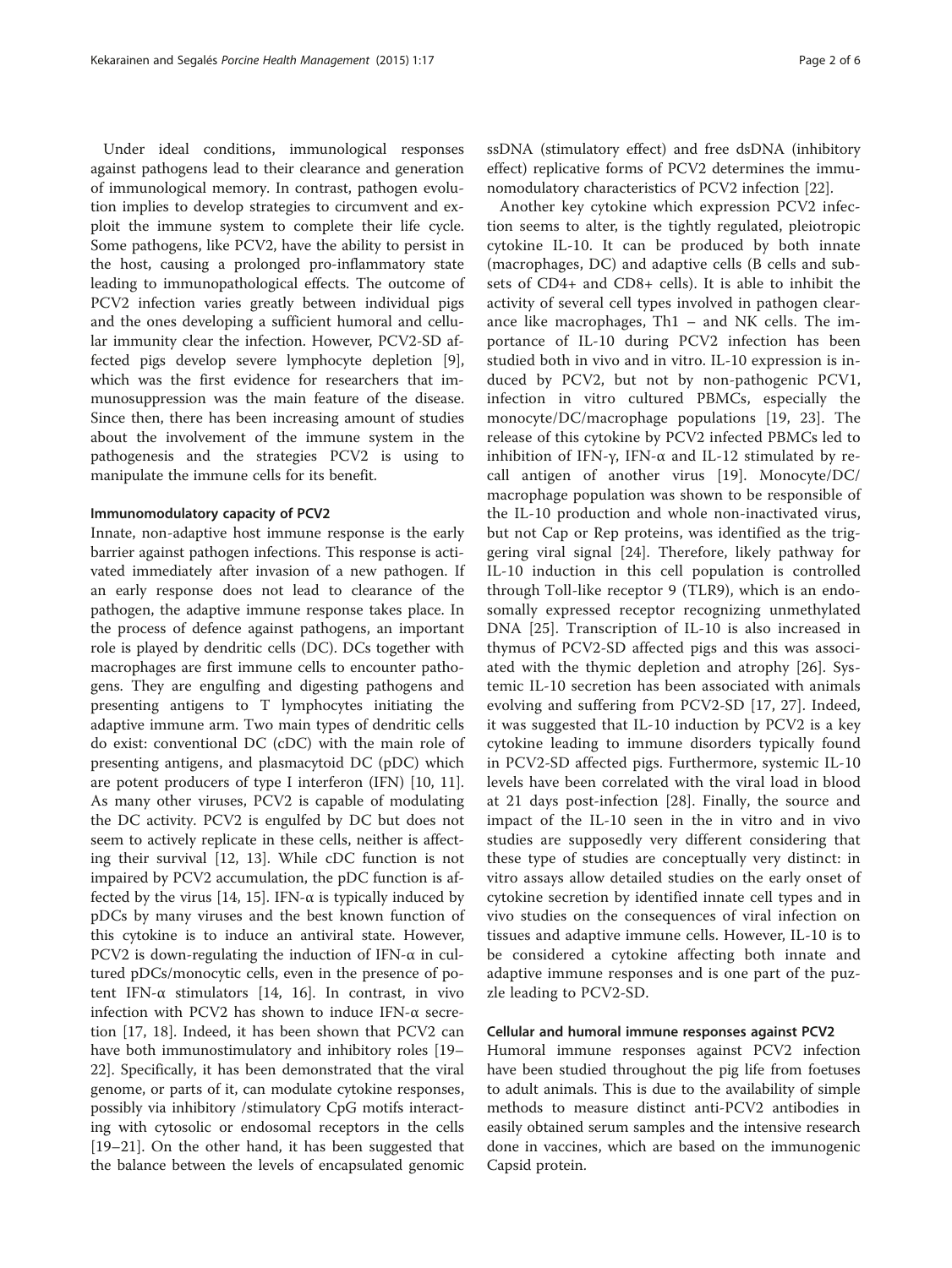Under ideal conditions, immunological responses against pathogens lead to their clearance and generation of immunological memory. In contrast, pathogen evolution implies to develop strategies to circumvent and exploit the immune system to complete their life cycle. Some pathogens, like PCV2, have the ability to persist in the host, causing a prolonged pro-inflammatory state leading to immunopathological effects. The outcome of PCV2 infection varies greatly between individual pigs and the ones developing a sufficient humoral and cellular immunity clear the infection. However, PCV2-SD affected pigs develop severe lymphocyte depletion [9], which was the first evidence for researchers that immunosuppression was the main feature of the disease. Since then, there has been increasing amount of studies about the involvement of the immune system in the pathogenesis and the strategies PCV2 is using to manipulate the immune cells for its benefit.

## Immunomodulatory capacity of PCV2

Innate, non-adaptive host immune response is the early barrier against pathogen infections. This response is activated immediately after invasion of a new pathogen. If an early response does not lead to clearance of the pathogen, the adaptive immune response takes place. In the process of defence against pathogens, an important role is played by dendritic cells (DC). DCs together with macrophages are first immune cells to encounter pathogens. They are engulfing and digesting pathogens and presenting antigens to T lymphocytes initiating the adaptive immune arm. Two main types of dendritic cells do exist: conventional DC (cDC) with the main role of presenting antigens, and plasmacytoid DC (pDC) which are potent producers of type I interferon (IFN) [10, 11]. As many other viruses, PCV2 is capable of modulating the DC activity. PCV2 is engulfed by DC but does not seem to actively replicate in these cells, neither is affecting their survival [12, 13]. While cDC function is not impaired by PCV2 accumulation, the pDC function is affected by the virus [14, 15]. IFN-α is typically induced by pDCs by many viruses and the best known function of this cytokine is to induce an antiviral state. However, PCV2 is down-regulating the induction of IFN-α in cultured pDCs/monocytic cells, even in the presence of potent IFN-α stimulators [14, 16]. In contrast, in vivo infection with PCV2 has shown to induce IFN-α secretion [17, 18]. Indeed, it has been shown that PCV2 can have both immunostimulatory and inhibitory roles [19–22]. Specifically, it has been demonstrated that the viral genome, or parts of it, can modulate cytokine responses, possibly via inhibitory /stimulatory CpG motifs interacting with cytosolic or endosomal receptors in the cells [19–21]. On the other hand, it has been suggested that the balance between the levels of encapsulated genomic ssDNA (stimulatory effect) and free dsDNA (inhibitory effect) replicative forms of PCV2 determines the immunomodulatory characteristics of PCV2 infection [22].

Another key cytokine which expression PCV2 infection seems to alter, is the tightly regulated, pleiotropic cytokine IL-10. It can be produced by both innate (macrophages, DC) and adaptive cells (B cells and subsets of CD4+ and CD8+ cells). It is able to inhibit the activity of several cell types involved in pathogen clearance like macrophages, Th1 – and NK cells. The importance of IL-10 during PCV2 infection has been studied both in vivo and in vitro. IL-10 expression is induced by PCV2, but not by non-pathogenic PCV1, infection in vitro cultured PBMCs, especially the monocyte/DC/macrophage populations [19, 23]. The release of this cytokine by PCV2 infected PBMCs led to inhibition of IFN-γ, IFN-α and IL-12 stimulated by recall antigen of another virus [19]. Monocyte/DC/macrophage population was shown to be responsible of the IL-10 production and whole non-inactivated virus, but not Cap or Rep proteins, was identified as the triggering viral signal [24]. Therefore, likely pathway for IL-10 induction in this cell population is controlled through Toll-like receptor 9 (TLR9), which is an endosomally expressed receptor recognizing unmethylated DNA [25]. Transcription of IL-10 is also increased in thymus of PCV2-SD affected pigs and this was associated with the thymic depletion and atrophy [26]. Systemic IL-10 secretion has been associated with animals evolving and suffering from PCV2-SD [17, 27]. Indeed, it was suggested that IL-10 induction by PCV2 is a key cytokine leading to immune disorders typically found in PCV2-SD affected pigs. Furthermore, systemic IL-10 levels have been correlated with the viral load in blood at 21 days post-infection [28]. Finally, the source and impact of the IL-10 seen in the in vitro and in vivo studies are supposedly very different considering that these type of studies are conceptually very distinct: in vitro assays allow detailed studies on the early onset of cytokine secretion by identified innate cell types and in vivo studies on the consequences of viral infection on tissues and adaptive immune cells. However, IL-10 is to be considered a cytokine affecting both innate and adaptive immune responses and is one part of the puzzle leading to PCV2-SD.

## Cellular and humoral immune responses against PCV2

Humoral immune responses against PCV2 infection have been studied throughout the pig life from foetuses to adult animals. This is due to the availability of simple methods to measure distinct anti-PCV2 antibodies in easily obtained serum samples and the intensive research done in vaccines, which are based on the immunogenic Capsid protein.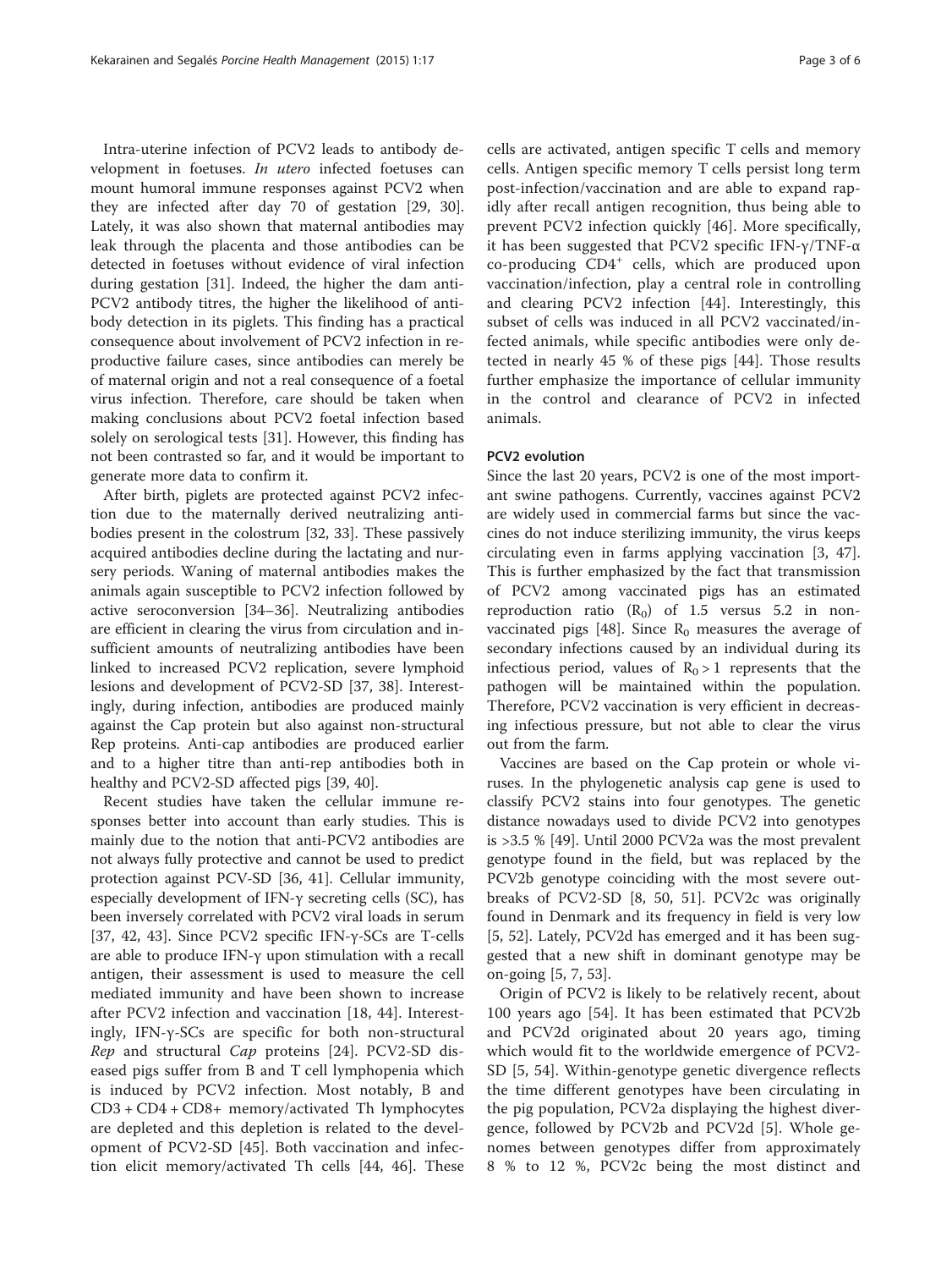Intra-uterine infection of PCV2 leads to antibody development in foetuses. *In utero* infected foetuses can mount humoral immune responses against PCV2 when they are infected after day 70 of gestation [29, 30]. Lately, it was also shown that maternal antibodies may leak through the placenta and those antibodies can be detected in foetuses without evidence of viral infection during gestation [31]. Indeed, the higher the dam anti-PCV2 antibody titres, the higher the likelihood of antibody detection in its piglets. This finding has a practical consequence about involvement of PCV2 infection in reproductive failure cases, since antibodies can merely be of maternal origin and not a real consequence of a foetal virus infection. Therefore, care should be taken when making conclusions about PCV2 foetal infection based solely on serological tests [31]. However, this finding has not been contrasted so far, and it would be important to generate more data to confirm it.

After birth, piglets are protected against PCV2 infection due to the maternally derived neutralizing antibodies present in the colostrum [32, 33]. These passively acquired antibodies decline during the lactating and nursery periods. Waning of maternal antibodies makes the animals again susceptible to PCV2 infection followed by active seroconversion [34–36]. Neutralizing antibodies are efficient in clearing the virus from circulation and insufficient amounts of neutralizing antibodies have been linked to increased PCV2 replication, severe lymphoid lesions and development of PCV2-SD [37, 38]. Interestingly, during infection, antibodies are produced mainly against the Cap protein but also against non-structural Rep proteins. Anti-cap antibodies are produced earlier and to a higher titre than anti-rep antibodies both in healthy and PCV2-SD affected pigs [39, 40].

Recent studies have taken the cellular immune responses better into account than early studies. This is mainly due to the notion that anti-PCV2 antibodies are not always fully protective and cannot be used to predict protection against PCV-SD [36, 41]. Cellular immunity, especially development of IFN-γ secreting cells (SC), has been inversely correlated with PCV2 viral loads in serum [37, 42, 43]. Since PCV2 specific IFN-γ-SCs are T-cells are able to produce IFN-γ upon stimulation with a recall antigen, their assessment is used to measure the cell mediated immunity and have been shown to increase after PCV2 infection and vaccination [18, 44]. Interestingly, IFN-γ-SCs are specific for both non-structural *Rep* and structural *Cap* proteins [24]. PCV2-SD diseased pigs suffer from B and T cell lymphopenia which is induced by PCV2 infection. Most notably, B and CD3 + CD4 + CD8+ memory/activated Th lymphocytes are depleted and this depletion is related to the development of PCV2-SD [45]. Both vaccination and infection elicit memory/activated Th cells [44, 46]. These cells are activated, antigen specific T cells and memory cells. Antigen specific memory T cells persist long term post-infection/vaccination and are able to expand rapidly after recall antigen recognition, thus being able to prevent PCV2 infection quickly [46]. More specifically, it has been suggested that PCV2 specific IFN-γ/TNF-α co-producing $CD4^+$ cells, which are produced upon vaccination/infection, play a central role in controlling and clearing PCV2 infection [44]. Interestingly, this subset of cells was induced in all PCV2 vaccinated/infected animals, while specific antibodies were only detected in nearly 45 % of these pigs [44]. Those results further emphasize the importance of cellular immunity in the control and clearance of PCV2 in infected animals.

## PCV2 evolution

Since the last 20 years, PCV2 is one of the most important swine pathogens. Currently, vaccines against PCV2 are widely used in commercial farms but since the vaccines do not induce sterilizing immunity, the virus keeps circulating even in farms applying vaccination [3, 47]. This is further emphasized by the fact that transmission of PCV2 among vaccinated pigs has an estimated reproduction ratio ($R_0$) of 1.5 versus 5.2 in non-vaccinated pigs [48]. Since $R_0$ measures the average of secondary infections caused by an individual during its infectious period, values of $R_0 > 1$ represents that the pathogen will be maintained within the population. Therefore, PCV2 vaccination is very efficient in decreasing infectious pressure, but not able to clear the virus out from the farm.

Vaccines are based on the Cap protein or whole viruses. In the phylogenetic analysis cap gene is used to classify PCV2 stains into four genotypes. The genetic distance nowadays used to divide PCV2 into genotypes is >3.5 % [49]. Until 2000 PCV2a was the most prevalent genotype found in the field, but was replaced by the PCV2b genotype coinciding with the most severe outbreaks of PCV2-SD [8, 50, 51]. PCV2c was originally found in Denmark and its frequency in field is very low [5, 52]. Lately, PCV2d has emerged and it has been suggested that a new shift in dominant genotype may be on-going [5, 7, 53].

Origin of PCV2 is likely to be relatively recent, about 100 years ago [54]. It has been estimated that PCV2b and PCV2d originated about 20 years ago, timing which would fit to the worldwide emergence of PCV2-SD [5, 54]. Within-genotype genetic divergence reflects the time different genotypes have been circulating in the pig population, PCV2a displaying the highest divergence, followed by PCV2b and PCV2d [5]. Whole genomes between genotypes differ from approximately 8 % to 12 %, PCV2c being the most distinct and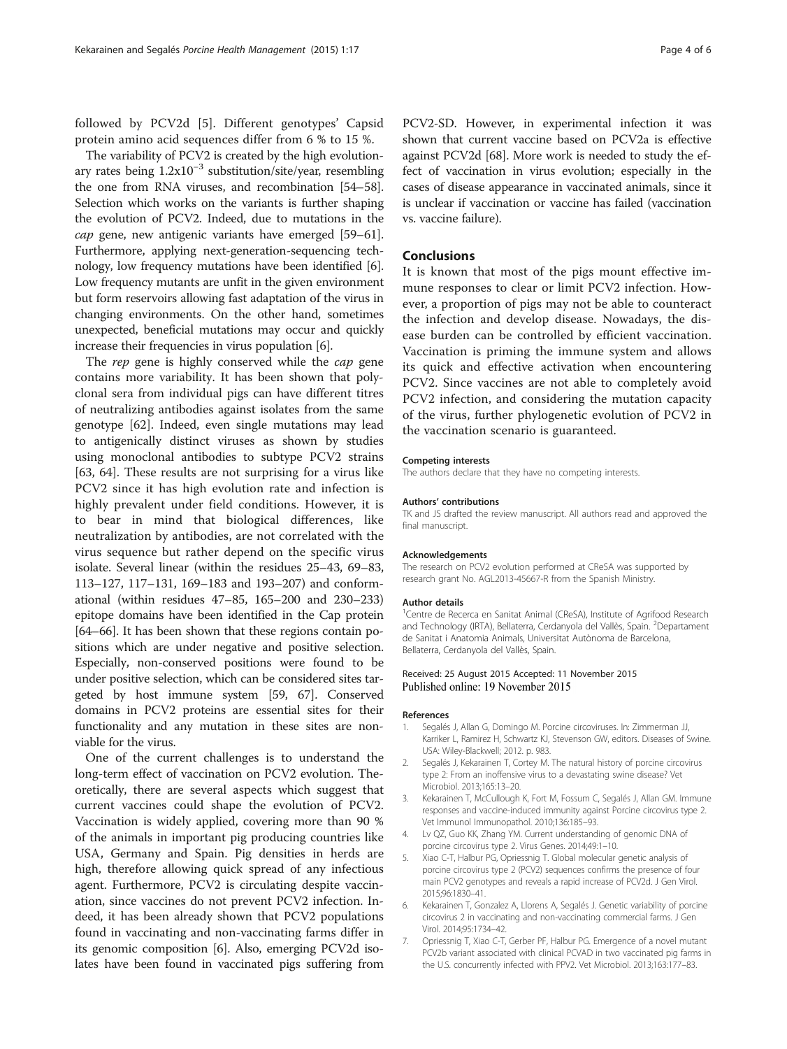followed by PCV2d [5]. Different genotypes' Capsid protein amino acid sequences differ from 6 % to 15 %.

The variability of PCV2 is created by the high evolutionary rates being $1.2 \times 10^{-3}$ substitution/site/year, resembling the one from RNA viruses, and recombination [54–58]. Selection which works on the variants is further shaping the evolution of PCV2. Indeed, due to mutations in the *cap* gene, new antigenic variants have emerged [59–61]. Furthermore, applying next-generation-sequencing technology, low frequency mutations have been identified [6]. Low frequency mutants are unfit in the given environment but form reservoirs allowing fast adaptation of the virus in changing environments. On the other hand, sometimes unexpected, beneficial mutations may occur and quickly increase their frequencies in virus population [6].

The *rep* gene is highly conserved while the *cap* gene contains more variability. It has been shown that polyclonal sera from individual pigs can have different titres of neutralizing antibodies against isolates from the same genotype [62]. Indeed, even single mutations may lead to antigenically distinct viruses as shown by studies using monoclonal antibodies to subtype PCV2 strains [63, 64]. These results are not surprising for a virus like PCV2 since it has high evolution rate and infection is highly prevalent under field conditions. However, it is to bear in mind that biological differences, like neutralization by antibodies, are not correlated with the virus sequence but rather depend on the specific virus isolate. Several linear (within the residues 25–43, 69–83, 113–127, 117–131, 169–183 and 193–207) and conformational (within residues 47–85, 165–200 and 230–233) epitope domains have been identified in the Cap protein [64–66]. It has been shown that these regions contain positions which are under negative and positive selection. Especially, non-conserved positions were found to be under positive selection, which can be considered sites targeted by host immune system [59, 67]. Conserved domains in PCV2 proteins are essential sites for their functionality and any mutation in these sites are nonviable for the virus.

One of the current challenges is to understand the long-term effect of vaccination on PCV2 evolution. Theoretically, there are several aspects which suggest that current vaccines could shape the evolution of PCV2. Vaccination is widely applied, covering more than 90 % of the animals in important pig producing countries like USA, Germany and Spain. Pig densities in herds are high, therefore allowing quick spread of any infectious agent. Furthermore, PCV2 is circulating despite vaccination, since vaccines do not prevent PCV2 infection. Indeed, it has been already shown that PCV2 populations found in vaccinating and non-vaccinating farms differ in its genomic composition [6]. Also, emerging PCV2d isolates have been found in vaccinated pigs suffering from PCV2-SD. However, in experimental infection it was shown that current vaccine based on PCV2a is effective against PCV2d [68]. More work is needed to study the effect of vaccination in virus evolution; especially in the cases of disease appearance in vaccinated animals, since it is unclear if vaccination or vaccine has failed (vaccination vs. vaccine failure).

## Conclusions

It is known that most of the pigs mount effective immune responses to clear or limit PCV2 infection. However, a proportion of pigs may not be able to counteract the infection and develop disease. Nowadays, the disease burden can be controlled by efficient vaccination. Vaccination is priming the immune system and allows its quick and effective activation when encountering PCV2. Since vaccines are not able to completely avoid PCV2 infection, and considering the mutation capacity of the virus, further phylogenetic evolution of PCV2 in the vaccination scenario is guaranteed.

#### Competing interests

The authors declare that they have no competing interests.

#### Authors' contributions

TK and JS drafted the review manuscript. All authors read and approved the final manuscript.

#### Acknowledgements

The research on PCV2 evolution performed at CReSA was supported by research grant No. AGL2013-45667-R from the Spanish Ministry.

#### Author details

[1]Centre de Recerca en Sanitat Animal (CReSA), Institute of Agrifood Research and Technology (IRTA), Bellaterra, Cerdanyola del Vallès, Spain. [2]Departament de Sanitat i Anatomia Animals, Universitat Autònoma de Barcelona, Bellaterra, Cerdanyola del Vallès, Spain.

Received: 25 August 2015 Accepted: 11 November 2015
Published online: 19 November 2015

#### References

1. Segalés J, Allan G, Domingo M. Porcine circoviruses. In: Zimmerman JJ, Karriker L, Ramirez H, Schwartz KJ, Stevenson GW, editors. Diseases of Swine. USA: Wiley-Blackwell; 2012. p. 983.
2. Segalés J, Kekarainen T, Cortey M. The natural history of porcine circovirus type 2: From an inoffensive virus to a devastating swine disease? Vet Microbiol. 2013;165:13–20.
3. Kekarainen T, McCullough K, Fort M, Fossum C, Segalés J, Allan GM. Immune responses and vaccine-induced immunity against Porcine circovirus type 2. Vet Immunol Immunopathol. 2010;136:185–93.
4. Lv QZ, Guo KK, Zhang YM. Current understanding of genomic DNA of porcine circovirus type 2. Virus Genes. 2014;49:1–10.
5. Xiao C-T, Halbur PG, Opriessnig T. Global molecular genetic analysis of porcine circovirus type 2 (PCV2) sequences confirms the presence of four main PCV2 genotypes and reveals a rapid increase of PCV2d. J Gen Virol. 2015;96:1830–41.
6. Kekarainen T, Gonzalez A, Llorens A, Segalés J. Genetic variability of porcine circovirus 2 in vaccinating and non-vaccinating commercial farms. J Gen Virol. 2014;95:1734–42.
7. Opriessnig T, Xiao C-T, Gerber PF, Halbur PG. Emergence of a novel mutant PCV2b variant associated with clinical PCVAD in two vaccinated pig farms in the U.S. concurrently infected with PPV2. Vet Microbiol. 2013;163:177–83.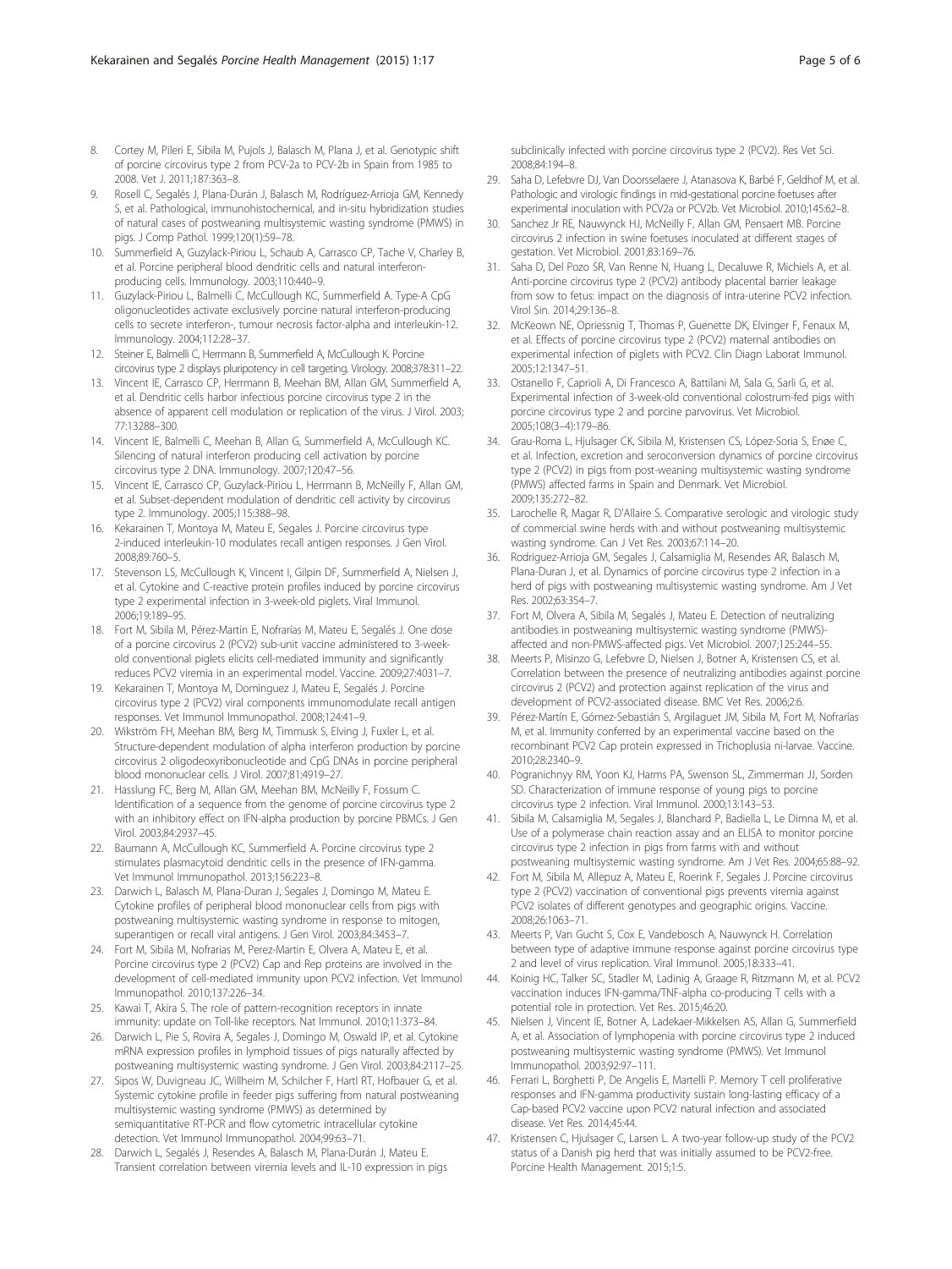8. Cortey M, Pileri E, Sibila M, Pujols J, Balasch M, Plana J, et al. Genotypic shift of porcine circovirus type 2 from PCV-2a to PCV-2b in Spain from 1985 to 2008. Vet J. 2011;187:363–8.
9. Rosell C, Segalés J, Plana-Durán J, Balasch M, Rodríguez-Arrioja GM, Kennedy S, et al. Pathological, immunohistochemical, and in-situ hybridization studies of natural cases of postweaning multisystemic wasting syndrome (PMWS) in pigs. J Comp Pathol. 1999;120(1):59–78.
10. Summerfield A, Guzylack-Piriou L, Schaub A, Carrasco CP, Tache V, Charley B, et al. Porcine peripheral blood dendritic cells and natural interferon-producing cells. Immunology. 2003;110:440–9.
11. Guzylack-Piriou L, Balmelli C, McCullough KC, Summerfield A. Type-A CpG oligonucleotides activate exclusively porcine natural interferon-producing cells to secrete interferon-, tumour necrosis factor-alpha and interleukin-12. Immunology. 2004;112:28–37.
12. Steiner E, Balmelli C, Herrmann B, Summerfield A, McCullough K. Porcine circovirus type 2 displays pluripotency in cell targeting. Virology. 2008;378:311–22.
13. Vincent IE, Carrasco CP, Herrmann B, Meehan BM, Allan GM, Summerfield A, et al. Dendritic cells harbor infectious porcine circovirus type 2 in the absence of apparent cell modulation or replication of the virus. J Virol. 2003; 77:13288–300.
14. Vincent IE, Balmelli C, Meehan B, Allan G, Summerfield A, McCullough KC. Silencing of natural interferon producing cell activation by porcine circovirus type 2 DNA. Immunology. 2007;120:47–56.
15. Vincent IE, Carrasco CP, Guzylack-Piriou L, Herrmann B, McNeilly F, Allan GM, et al. Subset-dependent modulation of dendritic cell activity by circovirus type 2. Immunology. 2005;115:388–98.
16. Kekarainen T, Montoya M, Mateu E, Segales J. Porcine circovirus type 2-induced interleukin-10 modulates recall antigen responses. J Gen Virol. 2008;89:760–5.
17. Stevenson LS, McCullough K, Vincent I, Gilpin DF, Summerfield A, Nielsen J, et al. Cytokine and C-reactive protein profiles induced by porcine circovirus type 2 experimental infection in 3-week-old piglets. Viral Immunol. 2006;19:189–95.
18. Fort M, Sibila M, Pérez-Martín E, Nofrarías M, Mateu E, Segalés J. One dose of a porcine circovirus 2 (PCV2) sub-unit vaccine administered to 3-week-old conventional piglets elicits cell-mediated immunity and significantly reduces PCV2 viremia in an experimental model. Vaccine. 2009;27:4031–7.
19. Kekarainen T, Montoya M, Dominguez J, Mateu E, Segalés J. Porcine circovirus type 2 (PCV2) viral components immunomodulate recall antigen responses. Vet Immunol Immunopathol. 2008;124:41–9.
20. Wikström FH, Meehan BM, Berg M, Timmusk S, Elving J, Fuxler L, et al. Structure-dependent modulation of alpha interferon production by porcine circovirus 2 oligodeoxyribonucleotide and CpG DNAs in porcine peripheral blood mononuclear cells. J Virol. 2007;81:4919–27.
21. Hasslung FC, Berg M, Allan GM, Meehan BM, McNeilly F, Fossum C. Identification of a sequence from the genome of porcine circovirus type 2 with an inhibitory effect on IFN-alpha production by porcine PBMCs. J Gen Virol. 2003;84:2937–45.
22. Baumann A, McCullough KC, Summerfield A. Porcine circovirus type 2 stimulates plasmacytoid dendritic cells in the presence of IFN-gamma. Vet Immunol Immunopathol. 2013;156:223–8.
23. Darwich L, Balasch M, Plana-Duran J, Segales J, Domingo M, Mateu E. Cytokine profiles of peripheral blood mononuclear cells from pigs with postweaning multisystemic wasting syndrome in response to mitogen, superantigen or recall viral antigens. J Gen Virol. 2003;84:3453–7.
24. Fort M, Sibila M, Nofrarias M, Perez-Martin E, Olvera A, Mateu E, et al. Porcine circovirus type 2 (PCV2) Cap and Rep proteins are involved in the development of cell-mediated immunity upon PCV2 infection. Vet Immunol Immunopathol. 2010;137:226–34.
25. Kawai T, Akira S. The role of pattern-recognition receptors in innate immunity: update on Toll-like receptors. Nat Immunol. 2010;11:373–84.
26. Darwich L, Pie S, Rovira A, Segales J, Domingo M, Oswald IP, et al. Cytokine mRNA expression profiles in lymphoid tissues of pigs naturally affected by postweaning multisystemic wasting syndrome. J Gen Virol. 2003;84:2117–25.
27. Sipos W, Duvigneau JC, Willheim M, Schilcher F, Hartl RT, Hofbauer G, et al. Systemic cytokine profile in feeder pigs suffering from natural postweaning multisystemic wasting syndrome (PMWS) as determined by semiquantitative RT-PCR and flow cytometric intracellular cytokine detection. Vet Immunol Immunopathol. 2004;99:63–71.
28. Darwich L, Segalés J, Resendes A, Balasch M, Plana-Durán J, Mateu E. Transient correlation between viremia levels and IL-10 expression in pigs subclinically infected with porcine circovirus type 2 (PCV2). Res Vet Sci. 2008;84:194–8.
29. Saha D, Lefebvre DJ, Van Doorsselaere J, Atanasova K, Barbé F, Geldhof M, et al. Pathologic and virologic findings in mid-gestational porcine foetuses after experimental inoculation with PCV2a or PCV2b. Vet Microbiol. 2010;145:62–8.
30. Sanchez Jr RE, Nauwynck HJ, McNeilly F, Allan GM, Pensaert MB. Porcine circovirus 2 infection in swine foetuses inoculated at different stages of gestation. Vet Microbiol. 2001;83:169–76.
31. Saha D, Del Pozo SR, Van Renne N, Huang L, Decaluwe R, Michiels A, et al. Anti-porcine circovirus type 2 (PCV2) antibody placental barrier leakage from sow to fetus: impact on the diagnosis of intra-uterine PCV2 infection. Virol Sin. 2014;29:136–8.
32. McKeown NE, Opriessnig T, Thomas P, Guenette DK, Elvinger F, Fenaux M, et al. Effects of porcine circovirus type 2 (PCV2) maternal antibodies on experimental infection of piglets with PCV2. Clin Diagn Laborat Immunol. 2005;12:1347–51.
33. Ostanello F, Caprioli A, Di Francesco A, Battilani M, Sala G, Sarli G, et al. Experimental infection of 3-week-old conventional colostrum-fed pigs with porcine circovirus type 2 and porcine parvovirus. Vet Microbiol. 2005;108(3–4):179–86.
34. Grau-Roma L, Hjulsager CK, Sibila M, Kristensen CS, López-Soria S, Enøe C, et al. Infection, excretion and seroconversion dynamics of porcine circovirus type 2 (PCV2) in pigs from post-weaning multisystemic wasting syndrome (PMWS) affected farms in Spain and Denmark. Vet Microbiol. 2009;135:272–82.
35. Larochelle R, Magar R, D'Allaire S. Comparative serologic and virologic study of commercial swine herds with and without postweaning multisystemic wasting syndrome. Can J Vet Res. 2003;67:114–20.
36. Rodriguez-Arrioja GM, Segales J, Calsamiglia M, Resendes AR, Balasch M, Plana-Duran J, et al. Dynamics of porcine circovirus type 2 infection in a herd of pigs with postweaning multisystemic wasting syndrome. Am J Vet Res. 2002;63:354–7.
37. Fort M, Olvera A, Sibila M, Segalés J, Mateu E. Detection of neutralizing antibodies in postweaning multisystemic wasting syndrome (PMWS)-affected and non-PMWS-affected pigs. Vet Microbiol. 2007;125:244–55.
38. Meerts P, Misinzo G, Lefebvre D, Nielsen J, Botner A, Kristensen CS, et al. Correlation between the presence of neutralizing antibodies against porcine circovirus 2 (PCV2) and protection against replication of the virus and development of PCV2-associated disease. BMC Vet Res. 2006;2:6.
39. Pérez-Martín E, Gómez-Sebastián S, Argilaguet JM, Sibila M, Fort M, Nofrarías M, et al. Immunity conferred by an experimental vaccine based on the recombinant PCV2 Cap protein expressed in Trichoplusia ni-larvae. Vaccine. 2010;28:2340–9.
40. Pogranichnyy RM, Yoon KJ, Harms PA, Swenson SL, Zimmerman JJ, Sorden SD. Characterization of immune response of young pigs to porcine circovirus type 2 infection. Viral Immunol. 2000;13:143–53.
41. Sibila M, Calsamiglia M, Segales J, Blanchard P, Badiella L, Le Dimna M, et al. Use of a polymerase chain reaction assay and an ELISA to monitor porcine circovirus type 2 infection in pigs from farms with and without postweaning multisystemic wasting syndrome. Am J Vet Res. 2004;65:88–92.
42. Fort M, Sibila M, Allepuz A, Mateu E, Roerink F, Segales J. Porcine circovirus type 2 (PCV2) vaccination of conventional pigs prevents viremia against PCV2 isolates of different genotypes and geographic origins. Vaccine. 2008;26:1063–71.
43. Meerts P, Van Gucht S, Cox E, Vandebosch A, Nauwynck H. Correlation between type of adaptive immune response against porcine circovirus type 2 and level of virus replication. Viral Immunol. 2005;18:333–41.
44. Koinig HC, Talker SC, Stadler M, Ladinig A, Graage R, Ritzmann M, et al. PCV2 vaccination induces IFN-gamma/TNF-alpha co-producing T cells with a potential role in protection. Vet Res. 2015;46:20.
45. Nielsen J, Vincent IE, Botner A, Ladekaer-Mikkelsen AS, Allan G, Summerfield A, et al. Association of lymphopenia with porcine circovirus type 2 induced postweaning multisystemic wasting syndrome (PMWS). Vet Immunol Immunopathol. 2003;92:97–111.
46. Ferrari L, Borghetti P, De Angelis E, Martelli P. Memory T cell proliferative responses and IFN-gamma productivity sustain long-lasting efficacy of a Cap-based PCV2 vaccine upon PCV2 natural infection and associated disease. Vet Res. 2014;45:44.
47. Kristensen C, Hjulsager C, Larsen L. A two-year follow-up study of the PCV2 status of a Danish pig herd that was initially assumed to be PCV2-free. Porcine Health Management. 2015;1:5.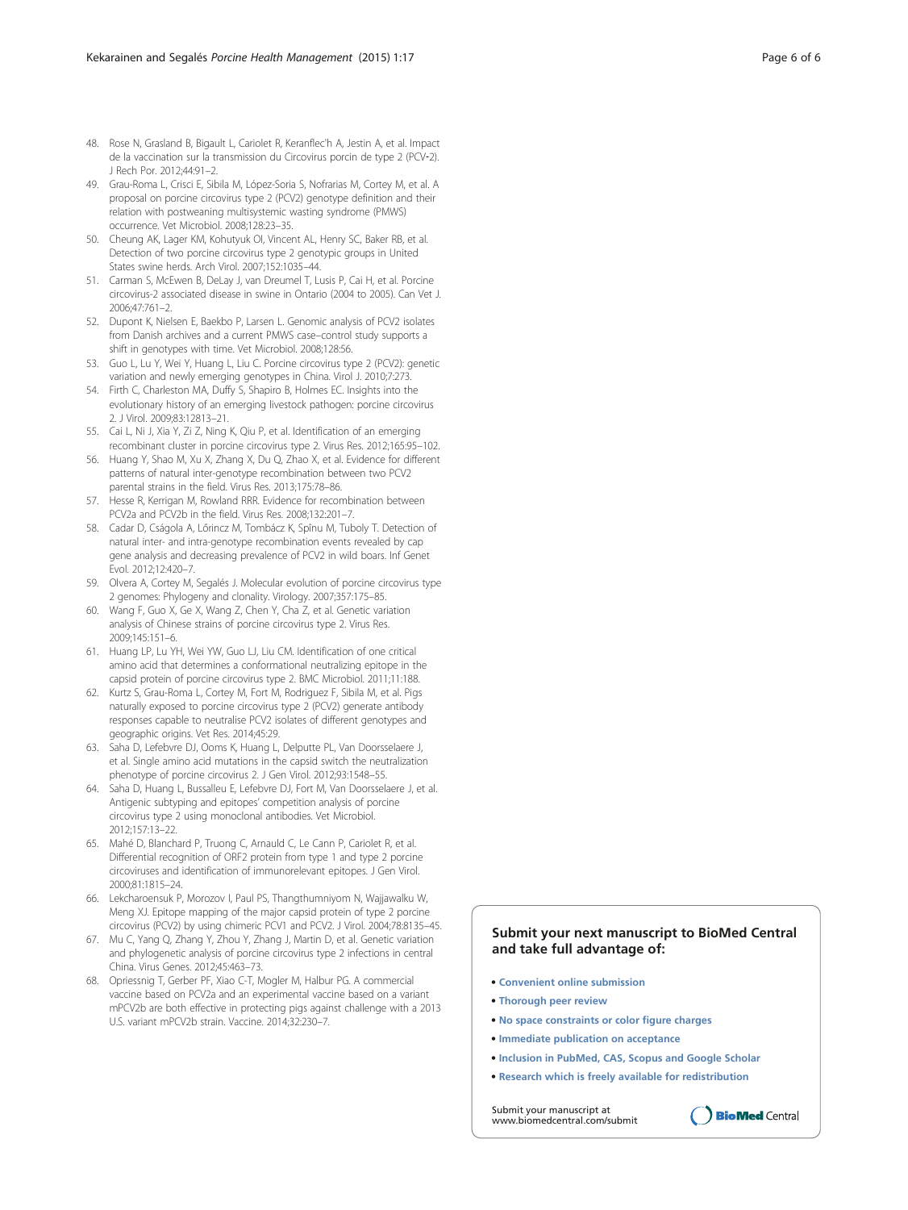48. Rose N, Grasland B, Bigault L, Cariolet R, Keranflec'h A, Jestin A, et al. Impact de la vaccination sur la transmission du Circovirus porcin de type 2 (PCV-2). J Rech Por. 2012;44:91–2.
49. Grau-Roma L, Crisci E, Sibila M, López-Soria S, Nofrarias M, Cortey M, et al. A proposal on porcine circovirus type 2 (PCV2) genotype definition and their relation with postweaning multisystemic wasting syndrome (PMWS) occurrence. Vet Microbiol. 2008;128:23–35.
50. Cheung AK, Lager KM, Kohutyuk OI, Vincent AL, Henry SC, Baker RB, et al. Detection of two porcine circovirus type 2 genotypic groups in United States swine herds. Arch Virol. 2007;152:1035–44.
51. Carman S, McEwen B, DeLay J, van Dreumel T, Lusis P, Cai H, et al. Porcine circovirus-2 associated disease in swine in Ontario (2004 to 2005). Can Vet J. 2006;47:761–2.
52. Dupont K, Nielsen E, Baekbo P, Larsen L. Genomic analysis of PCV2 isolates from Danish archives and a current PMWS case–control study supports a shift in genotypes with time. Vet Microbiol. 2008;128:56.
53. Guo L, Lu Y, Wei Y, Huang L, Liu C. Porcine circovirus type 2 (PCV2): genetic variation and newly emerging genotypes in China. Virol J. 2010;7:273.
54. Firth C, Charleston MA, Duffy S, Shapiro B, Holmes EC. Insights into the evolutionary history of an emerging livestock pathogen: porcine circovirus 2. J Virol. 2009;83:12813–21.
55. Cai L, Ni J, Xia Y, Zi Z, Ning K, Qiu P, et al. Identification of an emerging recombinant cluster in porcine circovirus type 2. Virus Res. 2012;165:95–102.
56. Huang Y, Shao M, Xu X, Zhang X, Du Q, Zhao X, et al. Evidence for different patterns of natural inter-genotype recombination between two PCV2 parental strains in the field. Virus Res. 2013;175:78–86.
57. Hesse R, Kerrigan M, Rowland RRR. Evidence for recombination between PCV2a and PCV2b in the field. Virus Res. 2008;132:201–7.
58. Cadar D, Cságola A, Lőrincz M, Tombácz K, Spînu M, Tuboly T. Detection of natural inter- and intra-genotype recombination events revealed by cap gene analysis and decreasing prevalence of PCV2 in wild boars. Inf Genet Evol. 2012;12:420–7.
59. Olvera A, Cortey M, Segalés J. Molecular evolution of porcine circovirus type 2 genomes: Phylogeny and clonality. Virology. 2007;357:175–85.
60. Wang F, Guo X, Ge X, Wang Z, Chen Y, Cha Z, et al. Genetic variation analysis of Chinese strains of porcine circovirus type 2. Virus Res. 2009;145:151–6.
61. Huang LP, Lu YH, Wei YW, Guo LJ, Liu CM. Identification of one critical amino acid that determines a conformational neutralizing epitope in the capsid protein of porcine circovirus type 2. BMC Microbiol. 2011;11:188.
62. Kurtz S, Grau-Roma L, Cortey M, Fort M, Rodriguez F, Sibila M, et al. Pigs naturally exposed to porcine circovirus type 2 (PCV2) generate antibody responses capable to neutralise PCV2 isolates of different genotypes and geographic origins. Vet Res. 2014;45:29.
63. Saha D, Lefebvre DJ, Ooms K, Huang L, Delputte PL, Van Doorsselaere J, et al. Single amino acid mutations in the capsid switch the neutralization phenotype of porcine circovirus 2. J Gen Virol. 2012;93:1548–55.
64. Saha D, Huang L, Bussalleu E, Lefebvre DJ, Fort M, Van Doorsselaere J, et al. Antigenic subtyping and epitopes' competition analysis of porcine circovirus type 2 using monoclonal antibodies. Vet Microbiol. 2012;157:13–22.
65. Mahé D, Blanchard P, Truong C, Arnauld C, Le Cann P, Cariolet R, et al. Differential recognition of ORF2 protein from type 1 and type 2 porcine circoviruses and identification of immunorelevant epitopes. J Gen Virol. 2000;81:1815–24.
66. Lekcharoensuk P, Morozov I, Paul PS, Thangthumniyom N, Wajjawalku W, Meng XJ. Epitope mapping of the major capsid protein of type 2 porcine circovirus (PCV2) by using chimeric PCV1 and PCV2. J Virol. 2004;78:8135–45.
67. Mu C, Yang Q, Zhang Y, Zhou Y, Zhang J, Martin D, et al. Genetic variation and phylogenetic analysis of porcine circovirus type 2 infections in central China. Virus Genes. 2012;45:463–73.
68. Opriessnig T, Gerber PF, Xiao C-T, Mogler M, Halbur PG. A commercial vaccine based on PCV2a and an experimental vaccine based on a variant mPCV2b are both effective in protecting pigs against challenge with a 2013 U.S. variant mPCV2b strain. Vaccine. 2014;32:230–7.

**Submit your next manuscript to BioMed Central and take full advantage of:**

- **Convenient online submission**
- **Thorough peer review**
- **No space constraints or color figure charges**
- **Immediate publication on acceptance**
- **Inclusion in PubMed, CAS, Scopus and Google Scholar**
- **Research which is freely available for redistribution**

Submit your manuscript at
www.biomedcentral.com/submit

BioMed Central